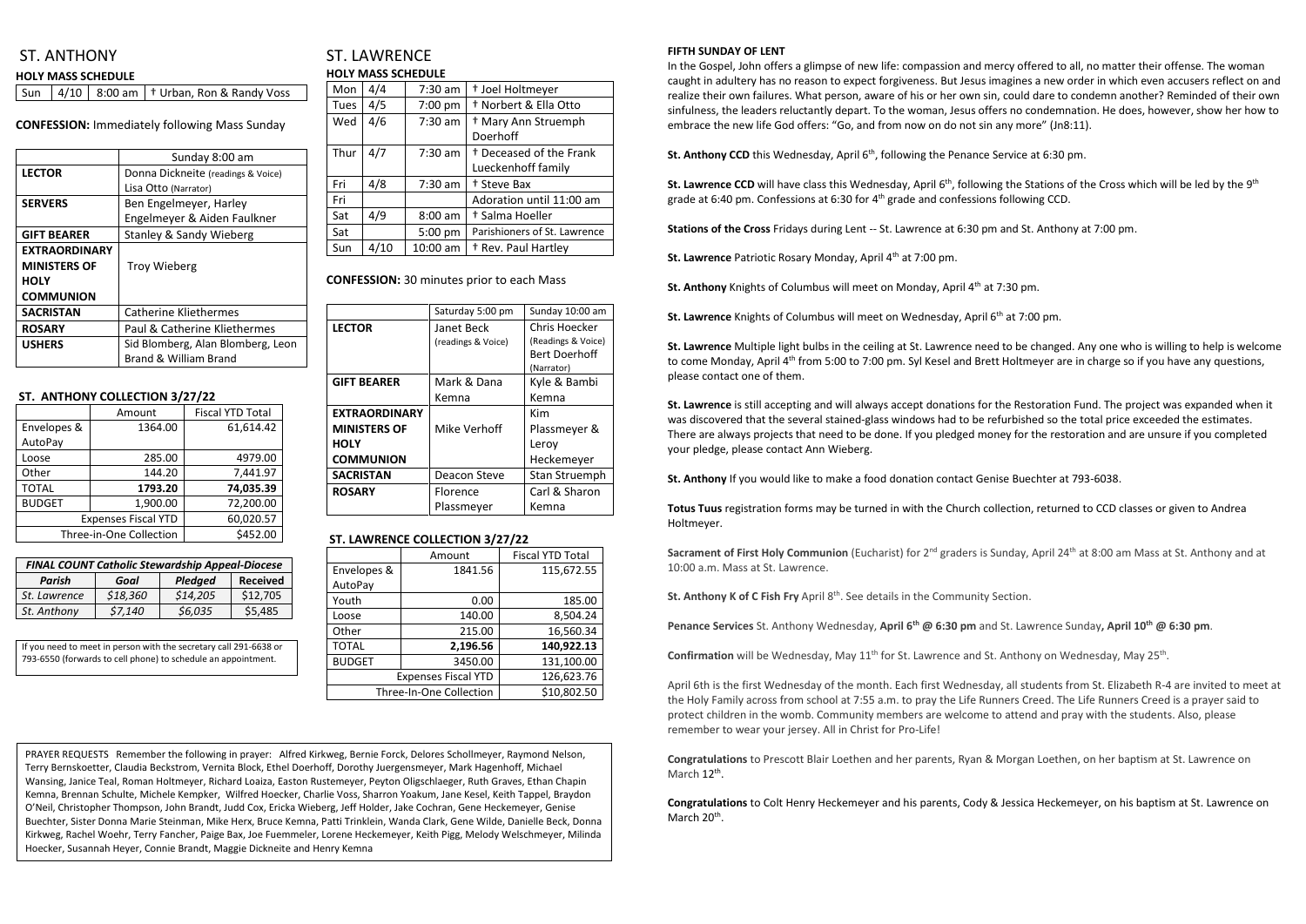# ST. ANTHONY

**HOLY MASS SCHEDULE**

| Sun | 4/10 | 8:00 am | † Urban, Ron & Randy Voss |
|---|---|---|---|

**CONFESSION:** Immediately following Mass Sunday

| | Sunday 8:00 am |
|---|---|
| **LECTOR** | Donna Dickneite (readings & Voice) Lisa Otto (Narrator) |
| **SERVERS** | Ben Engelmeyer, Harley Engelmeyer & Aiden Faulkner |
| **GIFT BEARER** | Stanley & Sandy Wieberg |
| **EXTRAORDINARY MINISTERS OF HOLY COMMUNION** | Troy Wieberg |
| **SACRISTAN** | Catherine Kliethermes |
| **ROSARY** | Paul & Catherine Kliethermes |
| **USHERS** | Sid Blomberg, Alan Blomberg, Leon Brand & William Brand |

**ST. ANTHONY COLLECTION 3/27/22**

| | Amount | Fiscal YTD Total |
|---|---|---|
| Envelopes & AutoPay | 1364.00 | 61,614.42 |
| Loose | 285.00 | 4979.00 |
| Other | 144.20 | 7,441.97 |
| TOTAL | **1793.20** | **74,035.39** |
| BUDGET | 1,900.00 | 72,200.00 |
| Expenses Fiscal YTD | | 60,020.57 |
| Three-in-One Collection | | $452.00 |

| ***FINAL COUNT Catholic Stewardship Appeal-Diocese*** | | | |
|---|---|---|---|
| ***Parish*** | ***Goal*** | ***Pledged*** | **Received** |
| *St. Lawrence* | *$18,360* | *$14,205* | $12,705 |
| *St. Anthony* | *$7,140* | *$6,035* | $5,485 |

If you need to meet in person with the secretary call 291-6638 or 793-6550 (forwards to cell phone) to schedule an appointment.

# ST. LAWRENCE

**HOLY MASS SCHEDULE**

| Mon | 4/4 | 7:30 am | † Joel Holtmeyer |
|---|---|---|---|
| Tues | 4/5 | 7:00 pm | † Norbert & Ella Otto |
| Wed | 4/6 | 7:30 am | † Mary Ann Struemph Doerhoff |
| Thur | 4/7 | 7:30 am | † Deceased of the Frank Lueckenhoff family |
| Fri | 4/8 | 7:30 am | † Steve Bax |
| Fri | | | Adoration until 11:00 am |
| Sat | 4/9 | 8:00 am | † Salma Hoeller |
| Sat | | 5:00 pm | Parishioners of St. Lawrence |
| Sun | 4/10 | 10:00 am | † Rev. Paul Hartley |

**CONFESSION:** 30 minutes prior to each Mass

| | Saturday 5:00 pm | Sunday 10:00 am |
|---|---|---|
| **LECTOR** | Janet Beck (readings & Voice) | Chris Hoecker (Readings & Voice) Bert Doerhoff (Narrator) |
| **GIFT BEARER** | Mark & Dana Kemna | Kyle & Bambi Kemna |
| **EXTRAORDINARY MINISTERS OF HOLY COMMUNION** | Mike Verhoff | Kim Plassmeyer & Leroy Heckemeyer |
| **SACRISTAN** | Deacon Steve | Stan Struemph |
| **ROSARY** | Florence Plassmeyer | Carl & Sharon Kemna |

**ST. LAWRENCE COLLECTION 3/27/22**

| | Amount | Fiscal YTD Total |
|---|---|---|
| Envelopes & AutoPay | 1841.56 | 115,672.55 |
| Youth | 0.00 | 185.00 |
| Loose | 140.00 | 8,504.24 |
| Other | 215.00 | 16,560.34 |
| TOTAL | **2,196.56** | **140,922.13** |
| BUDGET | 3450.00 | 131,100.00 |
| Expenses Fiscal YTD | | 126,623.76 |
| Three-In-One Collection | | $10,802.50 |

PRAYER REQUESTS Remember the following in prayer: Alfred Kirkweg, Bernie Forck, Delores Schollmeyer, Raymond Nelson, Terry Bernskoetter, Claudia Beckstrom, Vernita Block, Ethel Doerhoff, Dorothy Juergensmeyer, Mark Hagenhoff, Michael Wansing, Janice Teal, Roman Holtmeyer, Richard Loaiza, Easton Rustemeyer, Peyton Oligschlaeger, Ruth Graves, Ethan Chapin Kemna, Brennan Schulte, Michele Kempker, Wilfred Hoecker, Charlie Voss, Sharron Yoakum, Jane Kesel, Keith Tappel, Braydon O'Neil, Christopher Thompson, John Brandt, Judd Cox, Ericka Wieberg, Jeff Holder, Jake Cochran, Gene Heckemeyer, Genise Buechter, Sister Donna Marie Steinman, Mike Herx, Bruce Kemna, Patti Trinklein, Wanda Clark, Gene Wilde, Danielle Beck, Donna Kirkweg, Rachel Woehr, Terry Fancher, Paige Bax, Joe Fuemmeler, Lorene Heckemeyer, Keith Pigg, Melody Welschmeyer, Milinda Hoecker, Susannah Heyer, Connie Brandt, Maggie Dickneite and Henry Kemna

**FIFTH SUNDAY OF LENT**

In the Gospel, John offers a glimpse of new life: compassion and mercy offered to all, no matter their offense. The woman caught in adultery has no reason to expect forgiveness. But Jesus imagines a new order in which even accusers reflect on and realize their own failures. What person, aware of his or her own sin, could dare to condemn another? Reminded of their own sinfulness, the leaders reluctantly depart. To the woman, Jesus offers no condemnation. He does, however, show her how to embrace the new life God offers: "Go, and from now on do not sin any more" (Jn8:11).

**St. Anthony CCD** this Wednesday, April 6th, following the Penance Service at 6:30 pm.

**St. Lawrence CCD** will have class this Wednesday, April 6th, following the Stations of the Cross which will be led by the 9th grade at 6:40 pm. Confessions at 6:30 for 4th grade and confessions following CCD.

**Stations of the Cross** Fridays during Lent -- St. Lawrence at 6:30 pm and St. Anthony at 7:00 pm.

**St. Lawrence** Patriotic Rosary Monday, April 4th at 7:00 pm.

**St. Anthony** Knights of Columbus will meet on Monday, April 4th at 7:30 pm.

**St. Lawrence** Knights of Columbus will meet on Wednesday, April 6th at 7:00 pm.

**St. Lawrence** Multiple light bulbs in the ceiling at St. Lawrence need to be changed. Any one who is willing to help is welcome to come Monday, April 4th from 5:00 to 7:00 pm. Syl Kesel and Brett Holtmeyer are in charge so if you have any questions, please contact one of them.

**St. Lawrence** is still accepting and will always accept donations for the Restoration Fund. The project was expanded when it was discovered that the several stained-glass windows had to be refurbished so the total price exceeded the estimates. There are always projects that need to be done. If you pledged money for the restoration and are unsure if you completed your pledge, please contact Ann Wieberg.

**St. Anthony** If you would like to make a food donation contact Genise Buechter at 793-6038.

**Totus Tuus** registration forms may be turned in with the Church collection, returned to CCD classes or given to Andrea Holtmeyer.

**Sacrament of First Holy Communion** (Eucharist) for 2nd graders is Sunday, April 24th at 8:00 am Mass at St. Anthony and at 10:00 a.m. Mass at St. Lawrence.

**St. Anthony K of C Fish Fry** April 8th. See details in the Community Section.

**Penance Services** St. Anthony Wednesday, **April 6th @ 6:30 pm** and St. Lawrence Sunday**, April 10th @ 6:30 pm**.

**Confirmation** will be Wednesday, May 11th for St. Lawrence and St. Anthony on Wednesday, May 25th.

April 6th is the first Wednesday of the month. Each first Wednesday, all students from St. Elizabeth R-4 are invited to meet at the Holy Family across from school at 7:55 a.m. to pray the Life Runners Creed. The Life Runners Creed is a prayer said to protect children in the womb. Community members are welcome to attend and pray with the students. Also, please remember to wear your jersey. All in Christ for Pro-Life!

**Congratulations** to Prescott Blair Loethen and her parents, Ryan & Morgan Loethen, on her baptism at St. Lawrence on March 12th.

**Congratulations** to Colt Henry Heckemeyer and his parents, Cody & Jessica Heckemeyer, on his baptism at St. Lawrence on March 20th.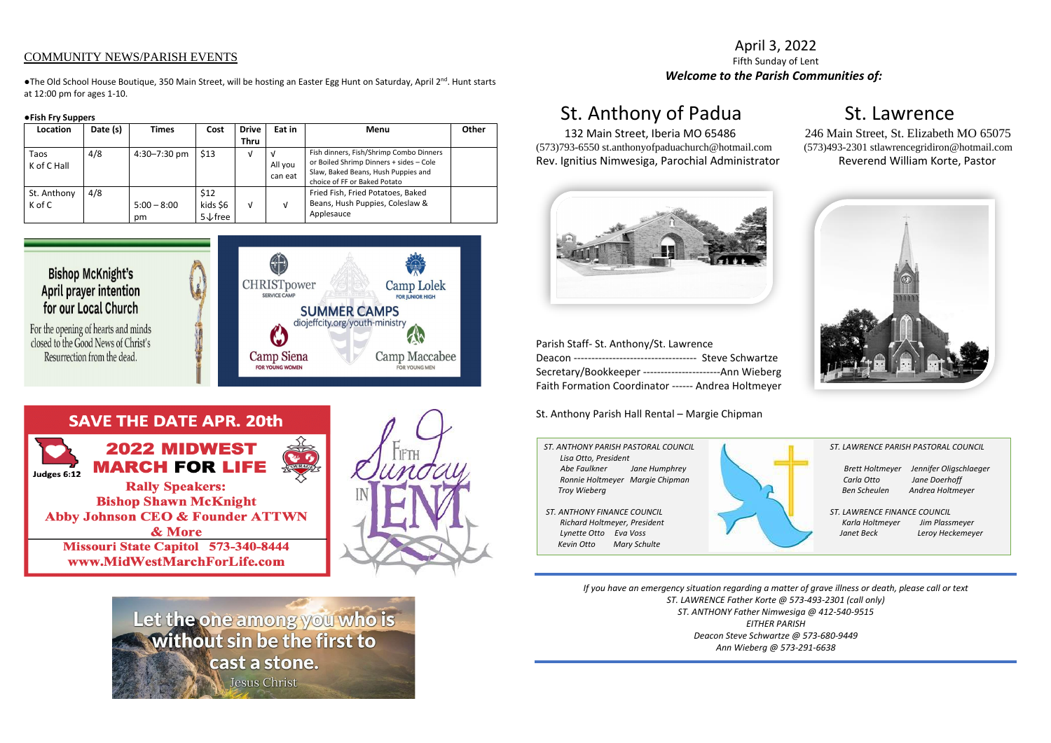## COMMUNITY NEWS/PARISH EVENTS

●The Old School House Boutique, 350 Main Street, will be hosting an Easter Egg Hunt on Saturday, April 2nd. Hunt starts at 12:00 pm for ages 1-10.

**●Fish Fry Suppers**

| Location | Date (s) | Times | Cost | Drive Thru | Eat in | Menu | Other |
|---|---|---|---|---|---|---|---|
| Taos K of C Hall | 4/8 | 4:30–7:30 pm | $13 | √ | √ All you can eat | Fish dinners, Fish/Shrimp Combo Dinners or Boiled Shrimp Dinners + sides – Cole Slaw, Baked Beans, Hush Puppies and choice of FF or Baked Potato | |
| St. Anthony K of C | 4/8 | 5:00 – 8:00 pm | $12 kids $6 5↓free | √ | √ | Fried Fish, Fried Potatoes, Baked Beans, Hush Puppies, Coleslaw & Applesauce | |

**Bishop McKnight's April prayer intention for our Local Church**

For the opening of hearts and minds closed to the Good News of Christ's Resurrection from the dead.

CHRISTpower SERVICE CAMP
Camp Lolek FOR JUNIOR HIGH
SUMMER CAMPS
diojeffcity.org/youth-ministry
Camp Siena FOR YOUNG WOMEN
Camp Maccabee FOR YOUNG MEN

**SAVE THE DATE APR. 20th**

**2022 MIDWEST MARCH FOR LIFE**

Judges 6:12

**Rally Speakers:**
**Bishop Shawn McKnight**
**Abby Johnson CEO & Founder ATTWN**
**& More**
**Missouri State Capitol 573-340-8444**
**www.MidWestMarchForLife.com**

Fifth Sunday in LENT

Let the one among you who is without sin be the first to cast a stone.
Jesus Christ

April 3, 2022
Fifth Sunday of Lent
***Welcome to the Parish Communities of:***

# St. Anthony of Padua

132 Main Street, Iberia MO 65486
(573)793-6550 st.anthonyofpaduachurch@hotmail.com
Rev. Ignitius Nimwesiga, Parochial Administrator

# St. Lawrence

246 Main Street, St. Elizabeth MO 65075
(573)493-2301 stlawrencegridiron@hotmail.com
Reverend William Korte, Pastor

Parish Staff- St. Anthony/St. Lawrence
Deacon ----------------------------------- Steve Schwartze
Secretary/Bookkeeper ----------------------Ann Wieberg
Faith Formation Coordinator ------ Andrea Holtmeyer

St. Anthony Parish Hall Rental – Margie Chipman

*ST. ANTHONY PARISH PASTORAL COUNCIL*
*Lisa Otto, President*
*Abe Faulkner Jane Humphrey*
*Ronnie Holtmeyer Margie Chipman*
*Troy Wieberg*

*ST. ANTHONY FINANCE COUNCIL*
*Richard Holtmeyer, President*
*Lynette Otto Eva Voss*
*Kevin Otto Mary Schulte*

*ST. LAWRENCE PARISH PASTORAL COUNCIL*
*Brett Holtmeyer Jennifer Oligschlaeger*
*Carla Otto Jane Doerhoff*
*Ben Scheulen Andrea Holtmeyer*

*ST. LAWRENCE FINANCE COUNCIL*
*Karla Holtmeyer Jim Plassmeyer*
*Janet Beck Leroy Heckemeyer*

*If you have an emergency situation regarding a matter of grave illness or death, please call or text*
*ST. LAWRENCE Father Korte @ 573-493-2301 (call only)*
*ST. ANTHONY Father Nimwesiga @ 412-540-9515*
*EITHER PARISH*
*Deacon Steve Schwartze @ 573-680-9449*
*Ann Wieberg @ 573-291-6638*